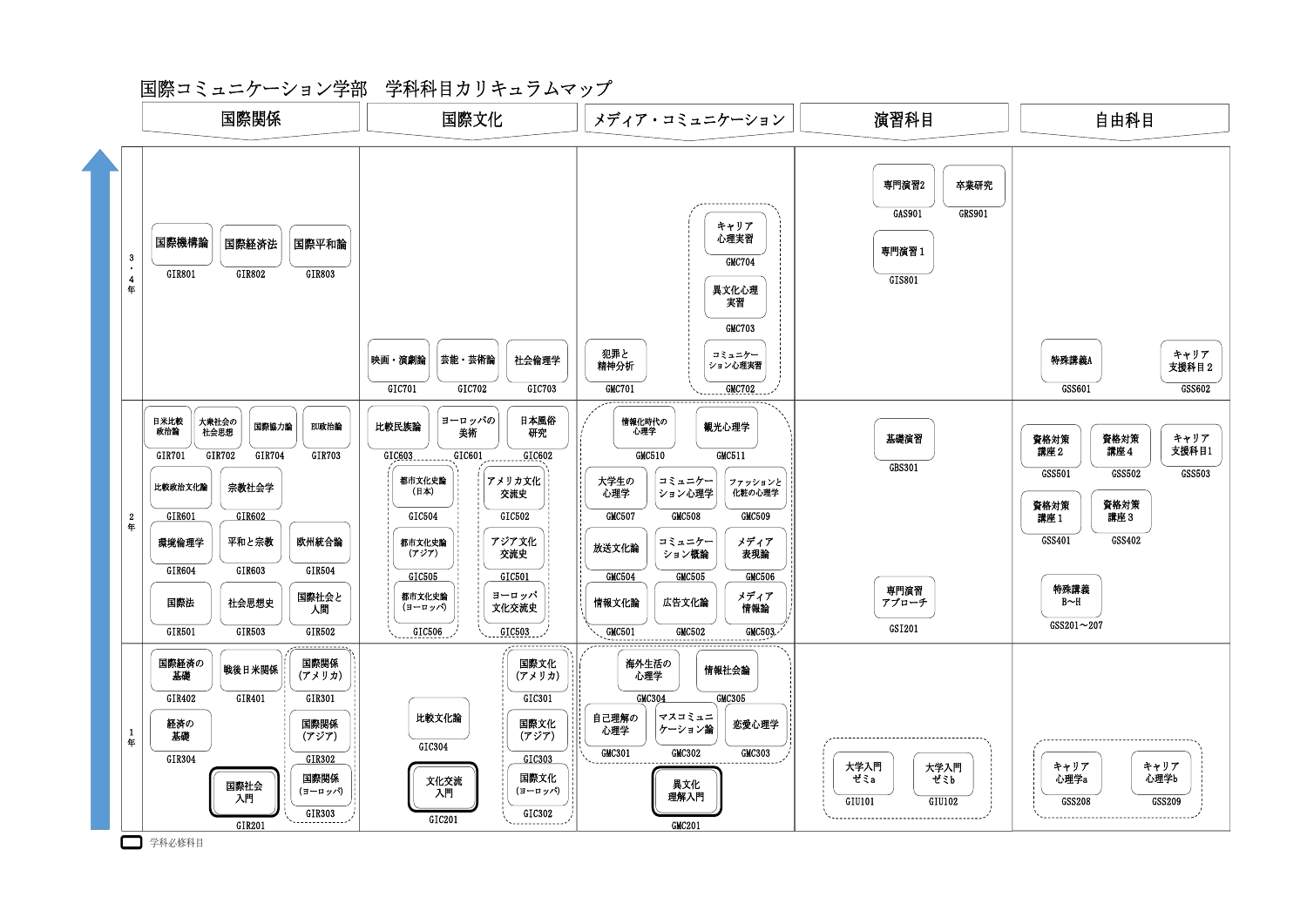# 国際コミュニケーション学部　学科科目カリキュラムマップ

| 学年 | 国際関係 | 国際文化 | メディア・コミュニケーション | 演習科目 | 自由科目 |
| --- | --- | --- | --- | --- | --- |
| 3・4年 | 国際機構論 GIR801<br>国際経済法 GIR802<br>国際平和論 GIR803 | 映画・演劇論 GIC701<br>芸能・芸術論 GIC702<br>社会倫理学 GIC703 | 犯罪と精神分析 GMC701<br>キャリア心理実習 GMC704<br>異文化心理実習 GMC703<br>コミュニケーション心理実習 GMC702 | 専門演習2 GAS901<br>卒業研究 GRS901<br>専門演習１ GIS801 | 特殊講義A GSS601<br>キャリア支援科目２ GSS602 |
| 2年 | 日米比較政治論 GIR701<br>大衆社会の社会思想 GIR702<br>国際協力論 GIR704<br>EU政治論 GIR703<br>比較政治文化論 GIR601<br>宗教社会学 GIR602<br>環境倫理学 GIR604<br>平和と宗教 GIR603<br>欧州統合論 GIR504<br>国際法 GIR501<br>社会思想史 GIR503<br>国際社会と人間 GIR502 | 比較民族論 GIC603<br>ヨーロッパの美術 GIC601<br>日本風俗研究 GIC602<br>都市文化史論（日本） GIC504<br>都市文化史論（アジア） GIC505<br>都市文化史論（ヨーロッパ） GIC506<br>アメリカ文化交流史 GIC502<br>アジア文化交流史 GIC501<br>ヨーロッパ文化交流史 GIC503 | 情報化時代の心理学 GMC510<br>観光心理学 GMC511<br>大学生の心理学 GMC507<br>コミュニケーション心理学 GMC508<br>ファッションと化粧の心理学 GMC509<br>放送文化論 GMC504<br>コミュニケーション概論 GMC505<br>メディア表現論 GMC506<br>情報文化論 GMC501<br>広告文化論 GMC502<br>メディア情報論 GMC503 | 基礎演習 GBS301<br>専門演習アプローチ GSI201 | 資格対策講座２ GSS501<br>資格対策講座４ GSS502<br>キャリア支援科目1 GSS503<br>資格対策講座１ GSS401<br>資格対策講座３ GSS402<br>特殊講義B～H GSS201～207 |
| 1年 | 国際経済の基礎 GIR402<br>戦後日米関係 GIR401<br>国際関係（アメリカ） GIR301<br>経済の基礎 GIR304<br>国際関係（アジア） GIR302<br>**国際社会入門 GIR201**<br>国際関係（ヨーロッパ） GIR303 | 比較文化論 GIC304<br>国際文化（アメリカ） GIC301<br>国際文化（アジア） GIC303<br>国際文化（ヨーロッパ） GIC302<br>**文化交流入門 GIC201** | 海外生活の心理学 GMC304<br>情報社会論 GMC305<br>自己理解の心理学 GMC301<br>マスコミュニケーション論 GMC302<br>恋愛心理学 GMC303<br>**異文化理解入門 GMC201** | 大学入門ゼミa GIU101<br>大学入門ゼミb GIU102 | キャリア心理学a GSS208<br>キャリア心理学b GSS209 |

**太字**：学科必修科目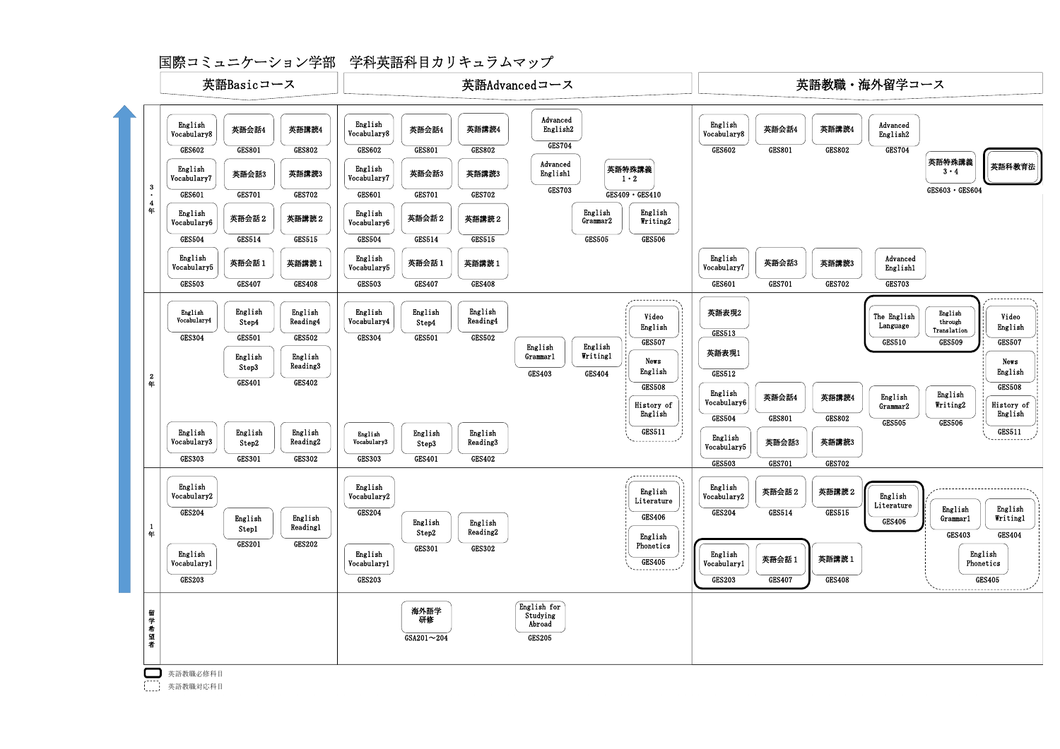# 国際コミュニケーション学部　学科英語科目カリキュラムマップ

## 英語Basicコース

| 学年 | 科目 |
| --- | --- |
| 3・4年 | English Vocabulary8 (GES602)、英語会話4 (GES801)、英語講読4 (GES802) |
| | English Vocabulary7 (GES601)、英語会話3 (GES701)、英語講読3 (GES702) |
| | English Vocabulary6 (GES504)、英語会話２ (GES514)、英語講読２ (GES515) |
| | English Vocabulary5 (GES503)、英語会話１ (GES407)、英語講読１ (GES408) |
| 2年 | English Vocabulary4 (GES304)、English Step4 (GES501)、English Reading4 (GES502) |
| | English Step3 (GES401)、English Reading3 (GES402) |
| | English Vocabulary3 (GES303)、English Step2 (GES301)、English Reading2 (GES302) |
| 1年 | English Vocabulary2 (GES204) |
| | English Step1 (GES201)、English Reading1 (GES202) |
| | English Vocabulary1 (GES203) |

## 英語Advancedコース

| 学年 | 科目 |
| --- | --- |
| 3・4年 | English Vocabulary8 (GES602)、英語会話4 (GES801)、英語講読4 (GES802)、Advanced English2 (GES704) |
| | English Vocabulary7 (GES601)、英語会話3 (GES701)、英語講読3 (GES702)、Advanced English1 (GES703)、英語特殊講義1・2 (GES409・GES410) |
| | English Vocabulary6 (GES504)、英語会話２ (GES514)、英語講読２ (GES515)、English Grammar2 (GES505)、English Writing2 (GES506) |
| | English Vocabulary5 (GES503)、英語会話１ (GES407)、英語講読１ (GES408) |
| 2年 | English Vocabulary4 (GES304)、English Step4 (GES501)、English Reading4 (GES502) |
| | English Grammar1 (GES403)、English Writing1 (GES404) |
| | [英語教職対応科目] Video English (GES507)、News English (GES508)、History of English (GES511) |
| | English Vocabulary3 (GES303)、English Step3 (GES401)、English Reading3 (GES402) |
| 1年 | English Vocabulary2 (GES204) |
| | English Step2 (GES301)、English Reading2 (GES302) |
| | English Vocabulary1 (GES203) |
| | [英語教職対応科目] English Literature (GES406)、English Phonetics (GES405) |
| 留学希望者 | 海外語学研修 (GSA201～204)、English for Studying Abroad (GES205) |

## 英語教職・海外留学コース

| 学年 | 科目 |
| --- | --- |
| 3・4年 | English Vocabulary8 (GES602)、英語会話4 (GES801)、英語講読4 (GES802)、Advanced English2 (GES704) |
| | 英語特殊講義3・4 (GES603・GES604)、[英語教職必修科目] 英語科教育法 |
| | English Vocabulary7 (GES601)、英語会話3 (GES701)、英語講読3 (GES702)、Advanced English1 (GES703) |
| 2年 | 英語表現2 (GES513) |
| | 英語表現1 (GES512) |
| | [英語教職必修科目] The English Language (GES510)、English through Translation (GES509) |
| | [英語教職対応科目] Video English (GES507)、News English (GES508)、History of English (GES511) |
| | English Vocabulary6 (GES504)、英語会話4 (GES801)、英語講読4 (GES802)、English Grammar2 (GES505)、English Writing2 (GES506) |
| | English Vocabulary5 (GES503)、英語会話3 (GES701)、英語講読3 (GES702) |
| 1年 | English Vocabulary2 (GES204)、英語会話２ (GES514)、英語講読２ (GES515) |
| | [英語教職必修科目] English Literature (GES406) |
| | [英語教職対応科目] English Grammar1 (GES403)、English Writing1 (GES404)、English Phonetics (GES405) |
| | [英語教職必修科目] English Vocabulary1 (GES203)、英語会話１ (GES407) |
| | 英語講読１ (GES408) |

（太枠）英語教職必修科目

（点線枠）英語教職対応科目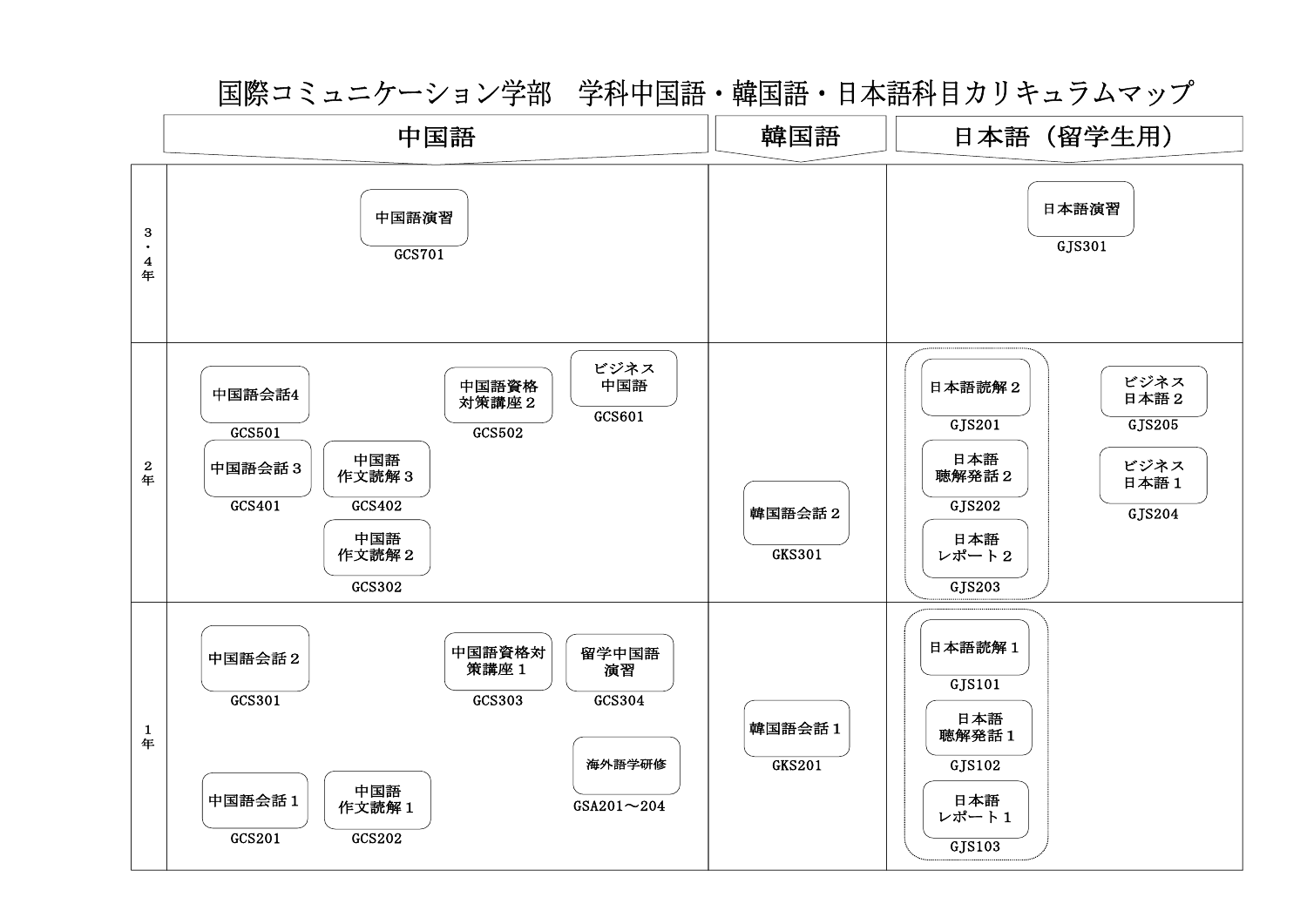# 国際コミュニケーション学部　学科中国語・韓国語・日本語科目カリキュラムマップ

| | 中国語 | 韓国語 | 日本語（留学生用） |
| --- | --- | --- | --- |
| 3・4年 | 中国語演習 GCS701 | | 日本語演習 GJS301 |
| 2年 | 中国語会話4 GCS501<br>中国語会話３ GCS401<br>中国語作文読解３ GCS402<br>中国語作文読解２ GCS302<br>中国語資格対策講座２ GCS502<br>ビジネス中国語 GCS601 | 韓国語会話２ GKS301 | 日本語読解２ GJS201<br>日本語聴解発話２ GJS202<br>日本語レポート２ GJS203<br>ビジネス日本語２ GJS205<br>ビジネス日本語１ GJS204 |
| 1年 | 中国語会話２ GCS301<br>中国語資格対策講座１ GCS303<br>留学中国語演習 GCS304<br>海外語学研修 GSA201～204<br>中国語会話１ GCS201<br>中国語作文読解１ GCS202 | 韓国語会話１ GKS201 | 日本語読解１ GJS101<br>日本語聴解発話１ GJS102<br>日本語レポート１ GJS103 |